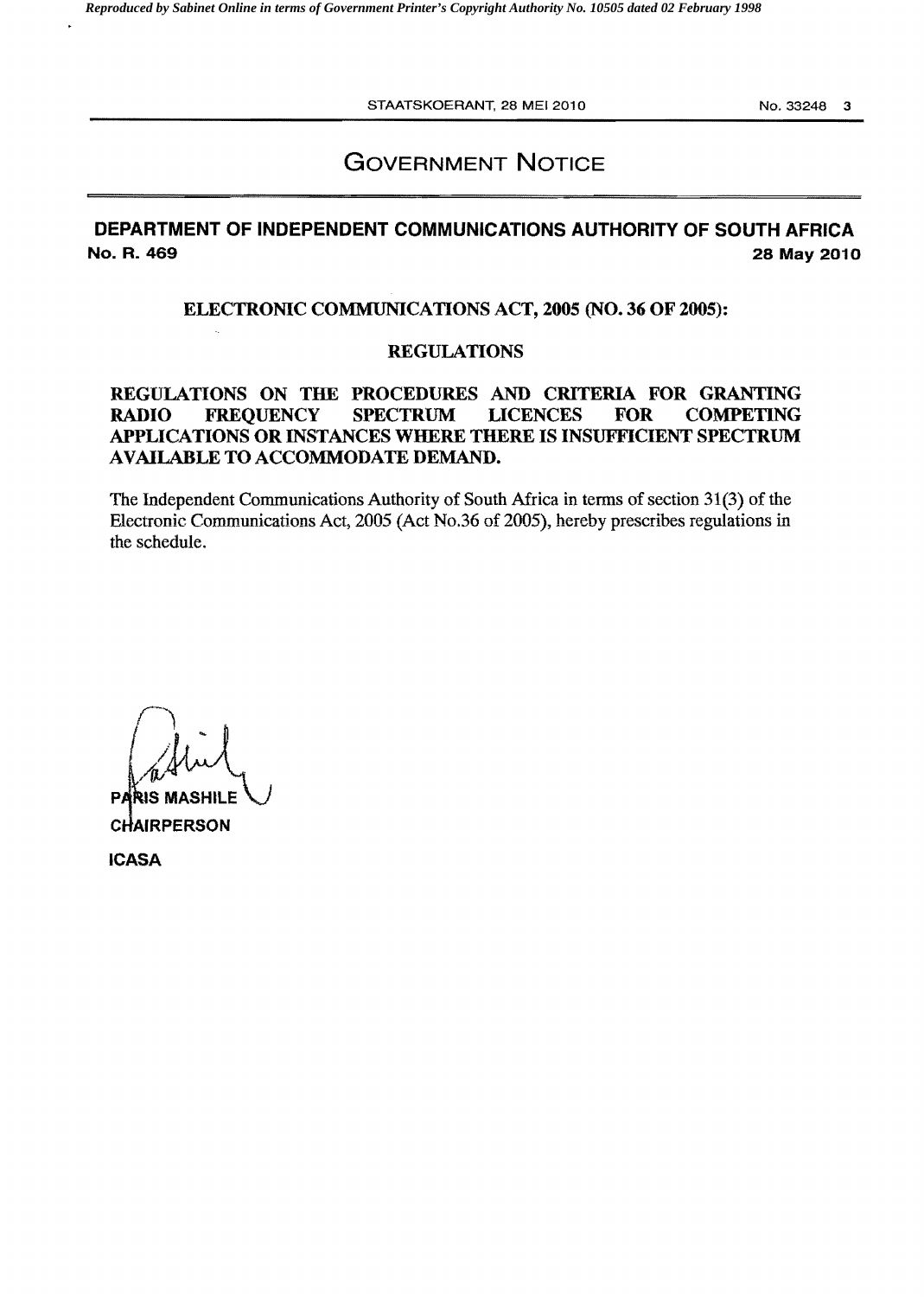# GOVERNMENT NOTICE

## DEPARTMENT OF INDEPENDENT COMMUNICATIONS AUTHORITY OF SOUTH AFRICA

**No. R. 469** **28 May 2010**

**ELECTRONIC COMMUNICATIONS ACT, 2005 (NO. 36 OF 2005):**

**REGULATIONS**

**REGULATIONS ON THE PROCEDURES AND CRITERIA FOR GRANTING RADIO FREQUENCY SPECTRUM LICENCES FOR COMPETING APPLICATIONS OR INSTANCES WHERE THERE IS INSUFFICIENT SPECTRUM AVAILABLE TO ACCOMMODATE DEMAND.**

The Independent Communications Authority of South Africa in terms of section 31(3) of the Electronic Communications Act, 2005 (Act No.36 of 2005), hereby prescribes regulations in the schedule.

**PARIS MASHILE**
**CHAIRPERSON**
**ICASA**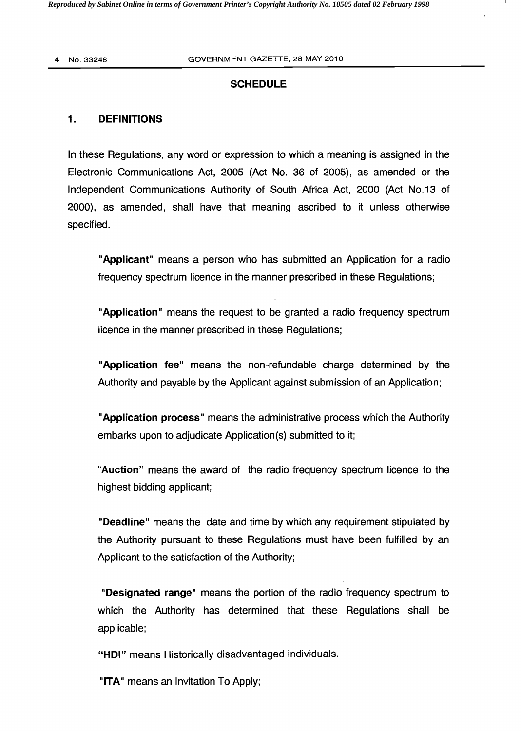## SCHEDULE

### 1. DEFINITIONS

In these Regulations, any word or expression to which a meaning is assigned in the Electronic Communications Act, 2005 (Act No. 36 of 2005), as amended or the Independent Communications Authority of South Africa Act, 2000 (Act No.13 of 2000), as amended, shall have that meaning ascribed to it unless otherwise specified.

"**Applicant**" means a person who has submitted an Application for a radio frequency spectrum licence in the manner prescribed in these Regulations;

"**Application**" means the request to be granted a radio frequency spectrum licence in the manner prescribed in these Regulations;

"**Application fee**" means the non-refundable charge determined by the Authority and payable by the Applicant against submission of an Application;

"**Application process**" means the administrative process which the Authority embarks upon to adjudicate Application(s) submitted to it;

"**Auction**" means the award of the radio frequency spectrum licence to the highest bidding applicant;

"**Deadline**" means the date and time by which any requirement stipulated by the Authority pursuant to these Regulations must have been fulfilled by an Applicant to the satisfaction of the Authority;

"**Designated range**" means the portion of the radio frequency spectrum to which the Authority has determined that these Regulations shall be applicable;

"**HDI**" means Historically disadvantaged individuals.

"**ITA**" means an Invitation To Apply;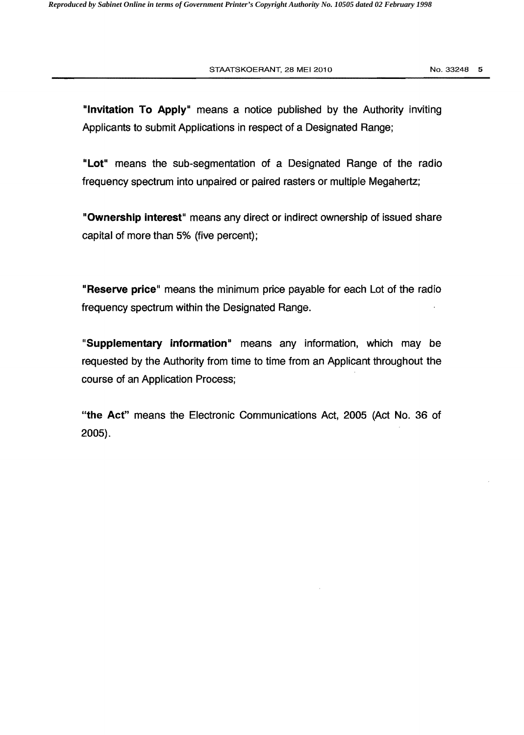**"Invitation To Apply"** means a notice published by the Authority inviting Applicants to submit Applications in respect of a Designated Range;

**"Lot"** means the sub-segmentation of a Designated Range of the radio frequency spectrum into unpaired or paired rasters or multiple Megahertz;

**"Ownership interest"** means any direct or indirect ownership of issued share capital of more than 5% (five percent);

**"Reserve price"** means the minimum price payable for each Lot of the radio frequency spectrum within the Designated Range.

**"Supplementary information"** means any information, which may be requested by the Authority from time to time from an Applicant throughout the course of an Application Process;

**"the Act"** means the Electronic Communications Act, 2005 (Act No. 36 of 2005).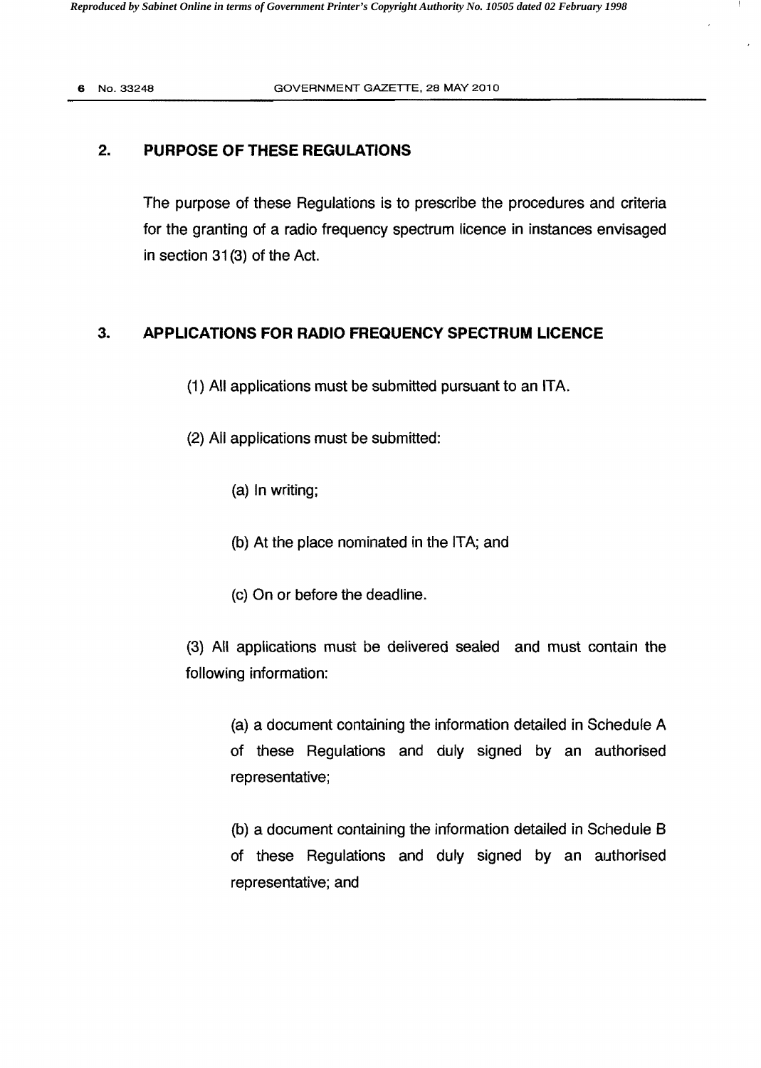## 2. PURPOSE OF THESE REGULATIONS

The purpose of these Regulations is to prescribe the procedures and criteria for the granting of a radio frequency spectrum licence in instances envisaged in section 31(3) of the Act.

## 3. APPLICATIONS FOR RADIO FREQUENCY SPECTRUM LICENCE

(1) All applications must be submitted pursuant to an ITA.

(2) All applications must be submitted:

(a) In writing;

(b) At the place nominated in the ITA; and

(c) On or before the deadline.

(3) All applications must be delivered sealed and must contain the following information:

(a) a document containing the information detailed in Schedule A of these Regulations and duly signed by an authorised representative;

(b) a document containing the information detailed in Schedule B of these Regulations and duly signed by an authorised representative; and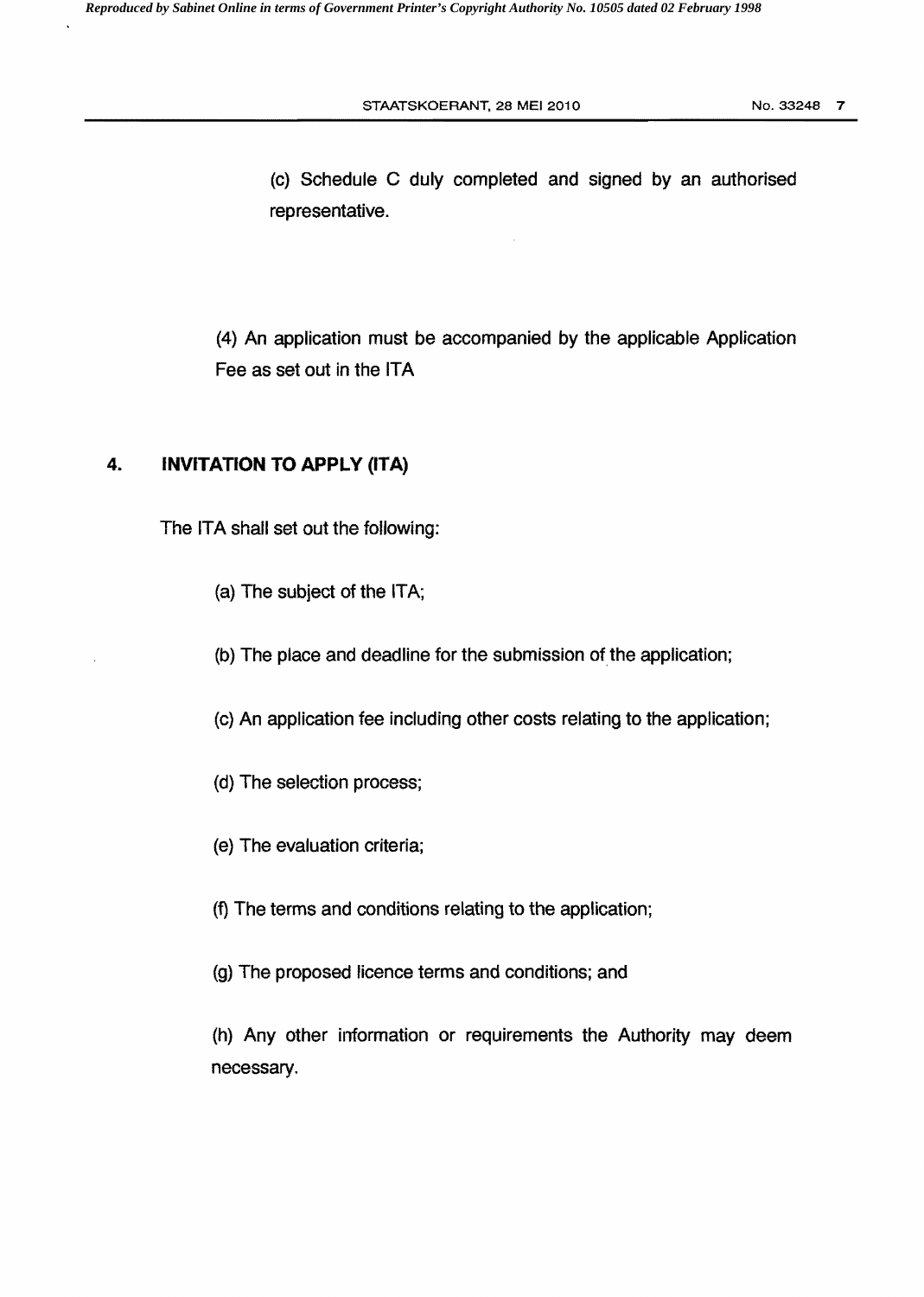(c) Schedule C duly completed and signed by an authorised representative.

(4) An application must be accompanied by the applicable Application Fee as set out in the ITA

## 4. INVITATION TO APPLY (ITA)

The ITA shall set out the following:

(a) The subject of the ITA;

(b) The place and deadline for the submission of the application;

(c) An application fee including other costs relating to the application;

(d) The selection process;

(e) The evaluation criteria;

(f) The terms and conditions relating to the application;

(g) The proposed licence terms and conditions; and

(h) Any other information or requirements the Authority may deem necessary.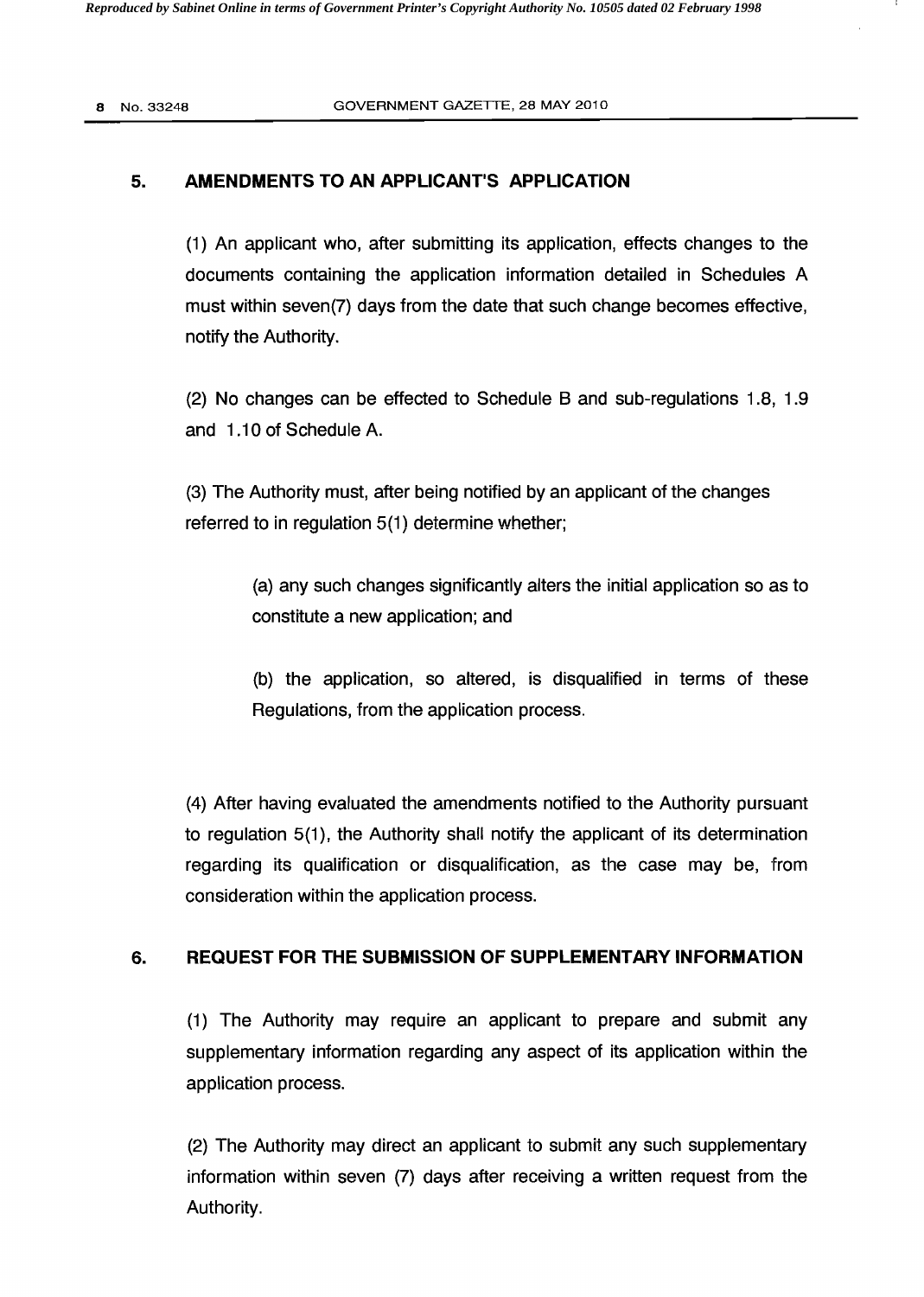## 5. AMENDMENTS TO AN APPLICANT'S APPLICATION

(1) An applicant who, after submitting its application, effects changes to the documents containing the application information detailed in Schedules A must within seven(7) days from the date that such change becomes effective, notify the Authority.

(2) No changes can be effected to Schedule B and sub-regulations 1.8, 1.9 and 1.10 of Schedule A.

(3) The Authority must, after being notified by an applicant of the changes referred to in regulation 5(1) determine whether;

> (a) any such changes significantly alters the initial application so as to constitute a new application; and
>
> (b) the application, so altered, is disqualified in terms of these Regulations, from the application process.

(4) After having evaluated the amendments notified to the Authority pursuant to regulation 5(1), the Authority shall notify the applicant of its determination regarding its qualification or disqualification, as the case may be, from consideration within the application process.

## 6. REQUEST FOR THE SUBMISSION OF SUPPLEMENTARY INFORMATION

(1) The Authority may require an applicant to prepare and submit any supplementary information regarding any aspect of its application within the application process.

(2) The Authority may direct an applicant to submit any such supplementary information within seven (7) days after receiving a written request from the Authority.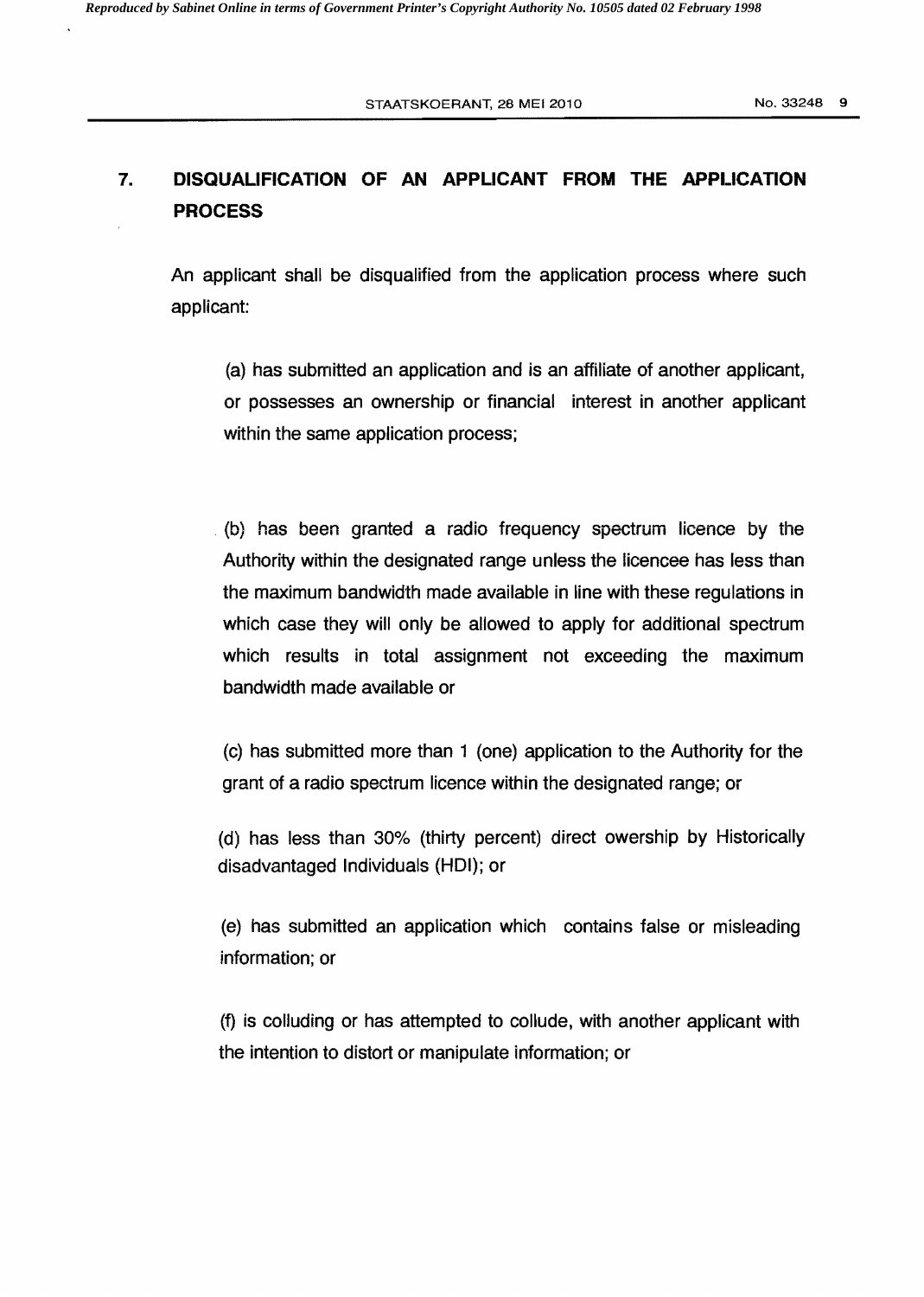## 7. DISQUALIFICATION OF AN APPLICANT FROM THE APPLICATION PROCESS

An applicant shall be disqualified from the application process where such applicant:

(a) has submitted an application and is an affiliate of another applicant, or possesses an ownership or financial interest in another applicant within the same application process;

(b) has been granted a radio frequency spectrum licence by the Authority within the designated range unless the licencee has less than the maximum bandwidth made available in line with these regulations in which case they will only be allowed to apply for additional spectrum which results in total assignment not exceeding the maximum bandwidth made available or

(c) has submitted more than 1 (one) application to the Authority for the grant of a radio spectrum licence within the designated range; or

(d) has less than 30% (thirty percent) direct owership by Historically disadvantaged Individuals (HDI); or

(e) has submitted an application which contains false or misleading information; or

(f) is colluding or has attempted to collude, with another applicant with the intention to distort or manipulate information; or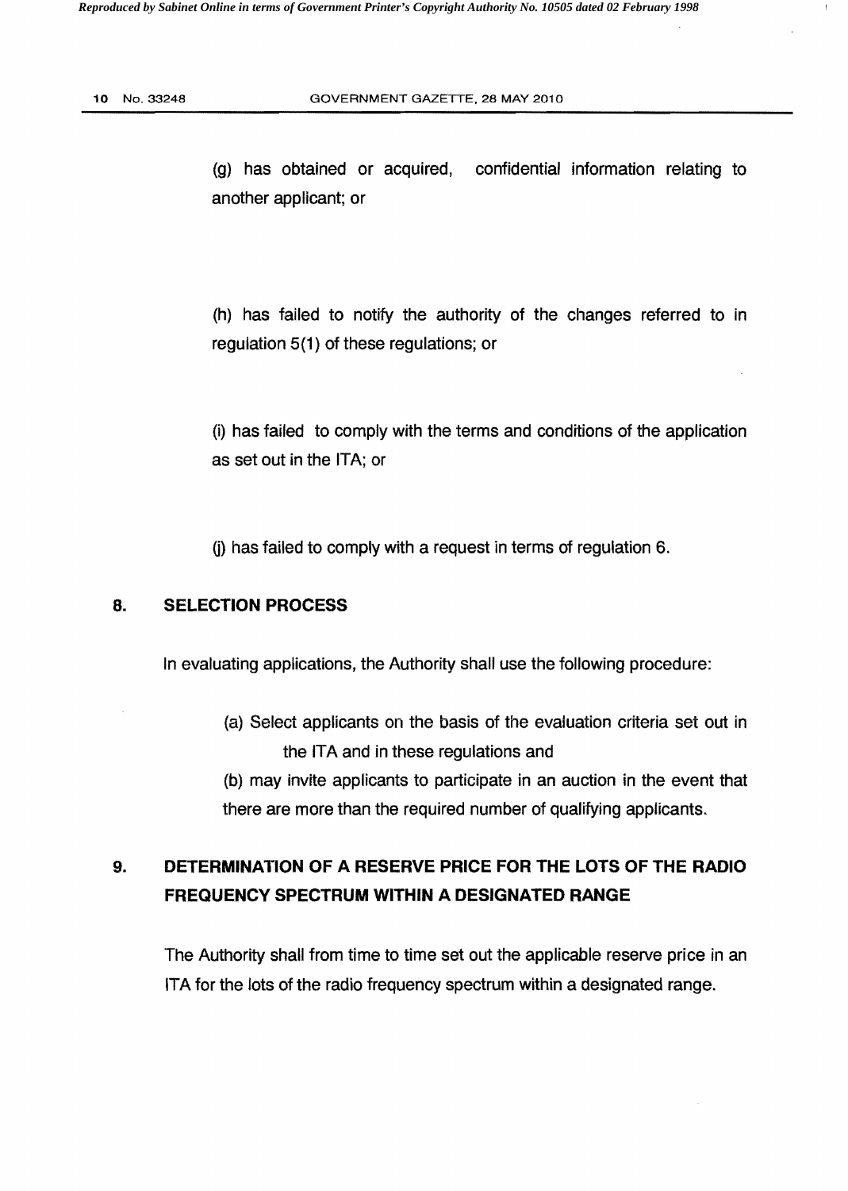(g) has obtained or acquired, confidential information relating to another applicant; or

(h) has failed to notify the authority of the changes referred to in regulation 5(1) of these regulations; or

(i) has failed to comply with the terms and conditions of the application as set out in the ITA; or

(j) has failed to comply with a request in terms of regulation 6.

## 8. SELECTION PROCESS

In evaluating applications, the Authority shall use the following procedure:

(a) Select applicants on the basis of the evaluation criteria set out in the ITA and in these regulations and

(b) may invite applicants to participate in an auction in the event that there are more than the required number of qualifying applicants.

## 9. DETERMINATION OF A RESERVE PRICE FOR THE LOTS OF THE RADIO FREQUENCY SPECTRUM WITHIN A DESIGNATED RANGE

The Authority shall from time to time set out the applicable reserve price in an ITA for the lots of the radio frequency spectrum within a designated range.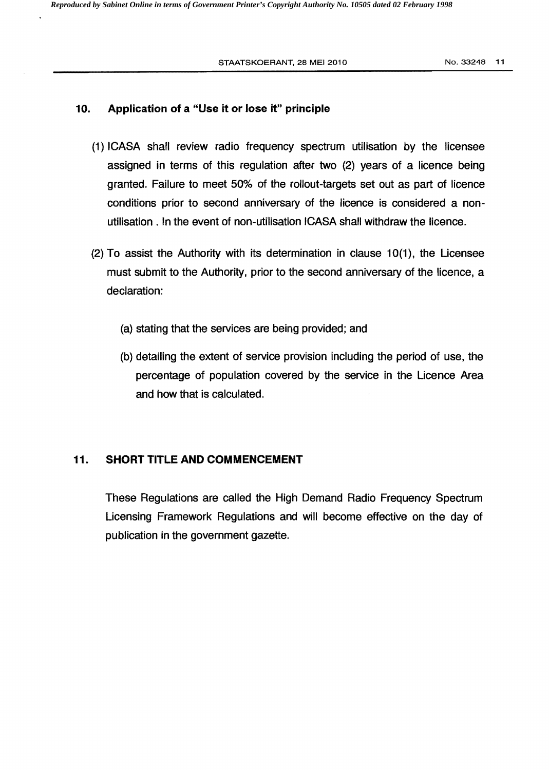## 10. Application of a "Use it or lose it" principle

(1) ICASA shall review radio frequency spectrum utilisation by the licensee assigned in terms of this regulation after two (2) years of a licence being granted. Failure to meet 50% of the rollout-targets set out as part of licence conditions prior to second anniversary of the licence is considered a non-utilisation . In the event of non-utilisation ICASA shall withdraw the licence.

(2) To assist the Authority with its determination in clause 10(1), the Licensee must submit to the Authority, prior to the second anniversary of the licence, a declaration:

(a) stating that the services are being provided; and

(b) detailing the extent of service provision including the period of use, the percentage of population covered by the service in the Licence Area and how that is calculated.

## 11. SHORT TITLE AND COMMENCEMENT

These Regulations are called the High Demand Radio Frequency Spectrum Licensing Framework Regulations and will become effective on the day of publication in the government gazette.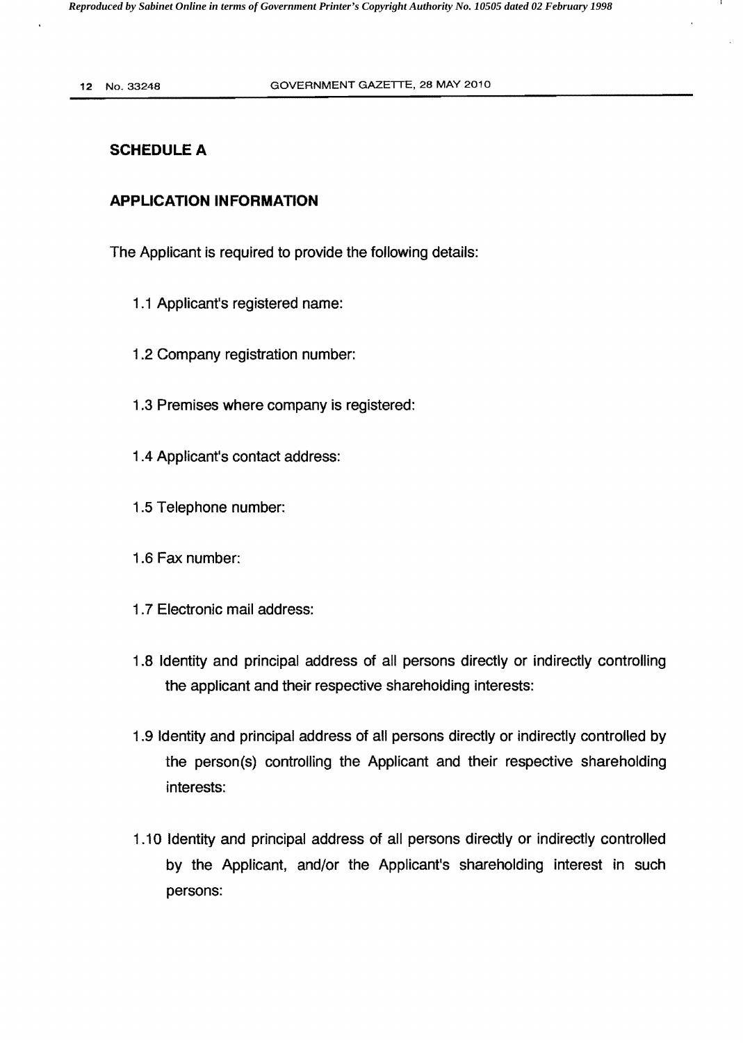## SCHEDULE A

## APPLICATION INFORMATION

The Applicant is required to provide the following details:

1.1 Applicant's registered name:

1.2 Company registration number:

1.3 Premises where company is registered:

1.4 Applicant's contact address:

1.5 Telephone number:

1.6 Fax number:

1.7 Electronic mail address:

1.8 Identity and principal address of all persons directly or indirectly controlling the applicant and their respective shareholding interests:

1.9 Identity and principal address of all persons directly or indirectly controlled by the person(s) controlling the Applicant and their respective shareholding interests:

1.10 Identity and principal address of all persons directly or indirectly controlled by the Applicant, and/or the Applicant's shareholding interest in such persons: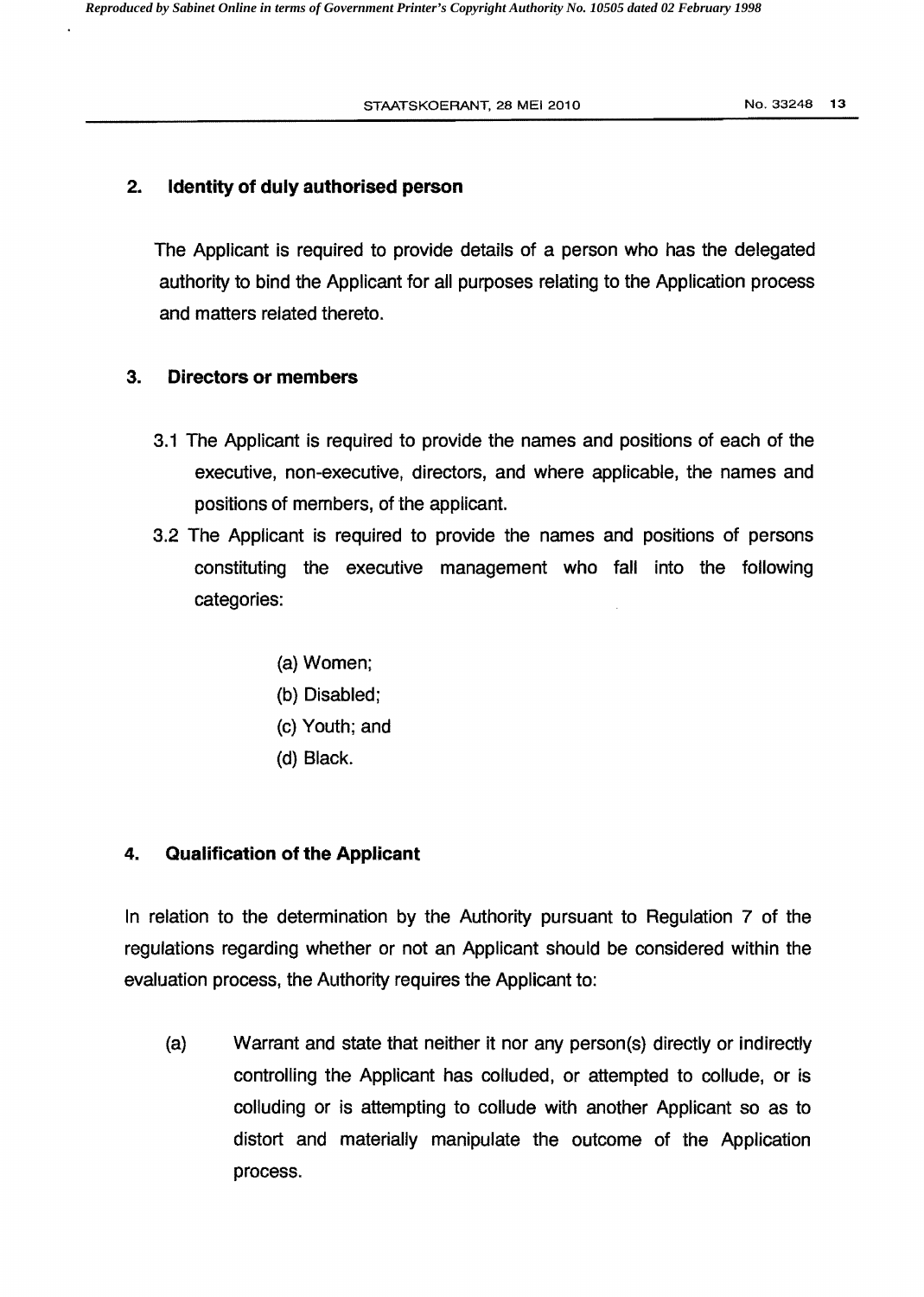## 2. Identity of duly authorised person

The Applicant is required to provide details of a person who has the delegated authority to bind the Applicant for all purposes relating to the Application process and matters related thereto.

## 3. Directors or members

3.1 The Applicant is required to provide the names and positions of each of the executive, non-executive, directors, and where applicable, the names and positions of members, of the applicant.

3.2 The Applicant is required to provide the names and positions of persons constituting the executive management who fall into the following categories:

(a) Women;
(b) Disabled;
(c) Youth; and
(d) Black.

## 4. Qualification of the Applicant

In relation to the determination by the Authority pursuant to Regulation 7 of the regulations regarding whether or not an Applicant should be considered within the evaluation process, the Authority requires the Applicant to:

(a) Warrant and state that neither it nor any person(s) directly or indirectly controlling the Applicant has colluded, or attempted to collude, or is colluding or is attempting to collude with another Applicant so as to distort and materially manipulate the outcome of the Application process.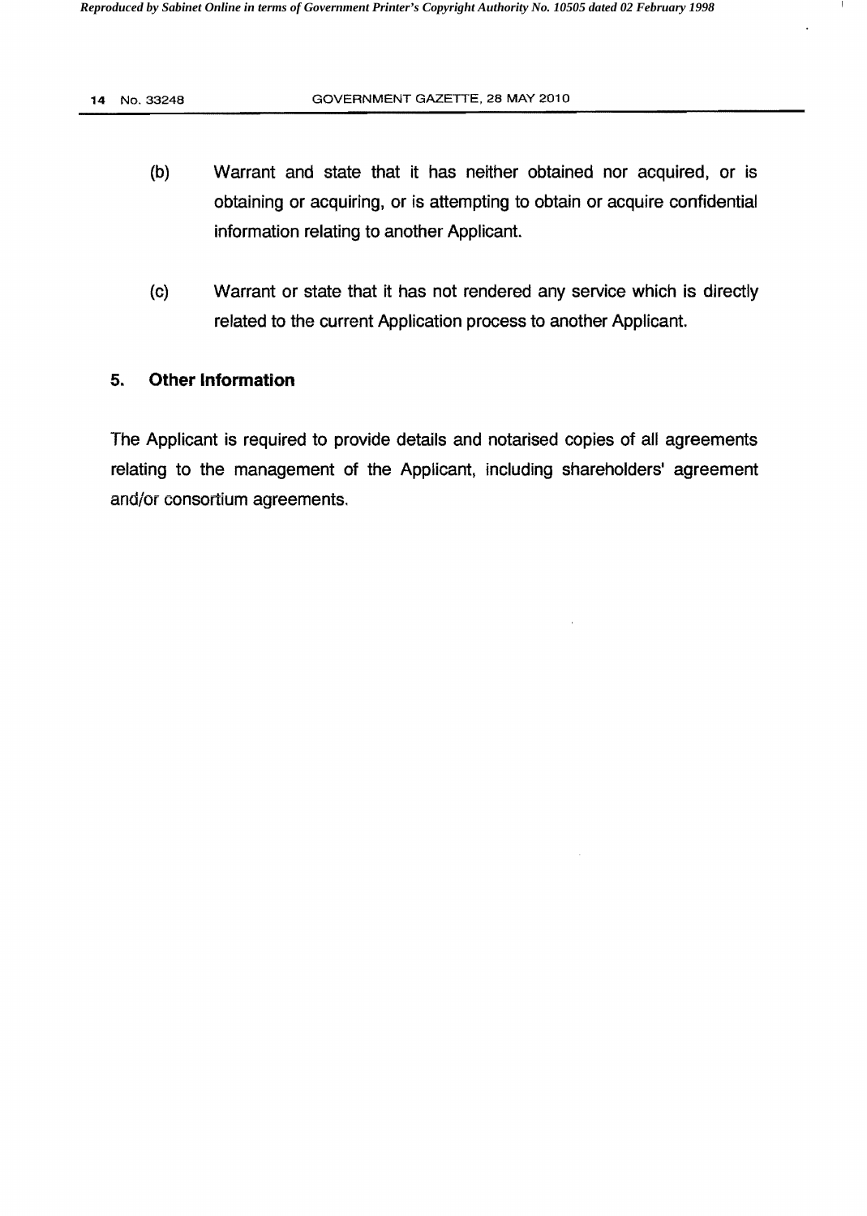(b) Warrant and state that it has neither obtained nor acquired, or is obtaining or acquiring, or is attempting to obtain or acquire confidential information relating to another Applicant.

(c) Warrant or state that it has not rendered any service which is directly related to the current Application process to another Applicant.

## 5. Other Information

The Applicant is required to provide details and notarised copies of all agreements relating to the management of the Applicant, including shareholders' agreement and/or consortium agreements.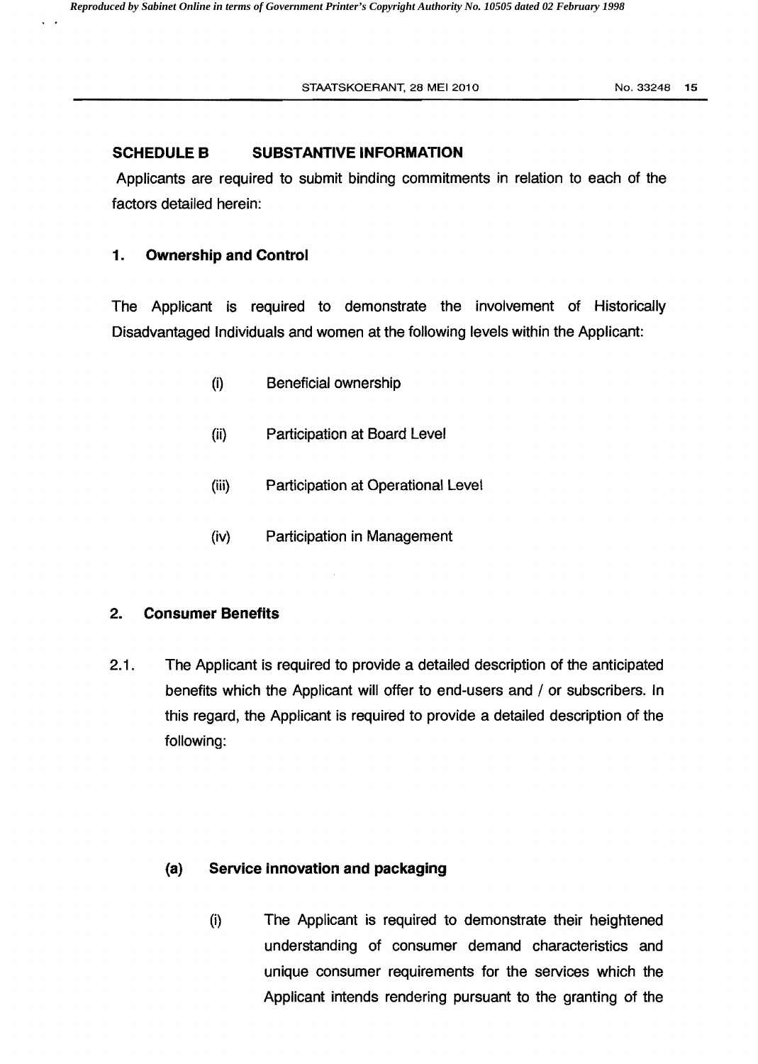## SCHEDULE B SUBSTANTIVE INFORMATION

Applicants are required to submit binding commitments in relation to each of the factors detailed herein:

### 1. Ownership and Control

The Applicant is required to demonstrate the involvement of Historically Disadvantaged Individuals and women at the following levels within the Applicant:

(i) Beneficial ownership

(ii) Participation at Board Level

(iii) Participation at Operational Level

(iv) Participation in Management

### 2. Consumer Benefits

2.1. The Applicant is required to provide a detailed description of the anticipated benefits which the Applicant will offer to end-users and / or subscribers. In this regard, the Applicant is required to provide a detailed description of the following:

**(a) Service innovation and packaging**

(i) The Applicant is required to demonstrate their heightened understanding of consumer demand characteristics and unique consumer requirements for the services which the Applicant intends rendering pursuant to the granting of the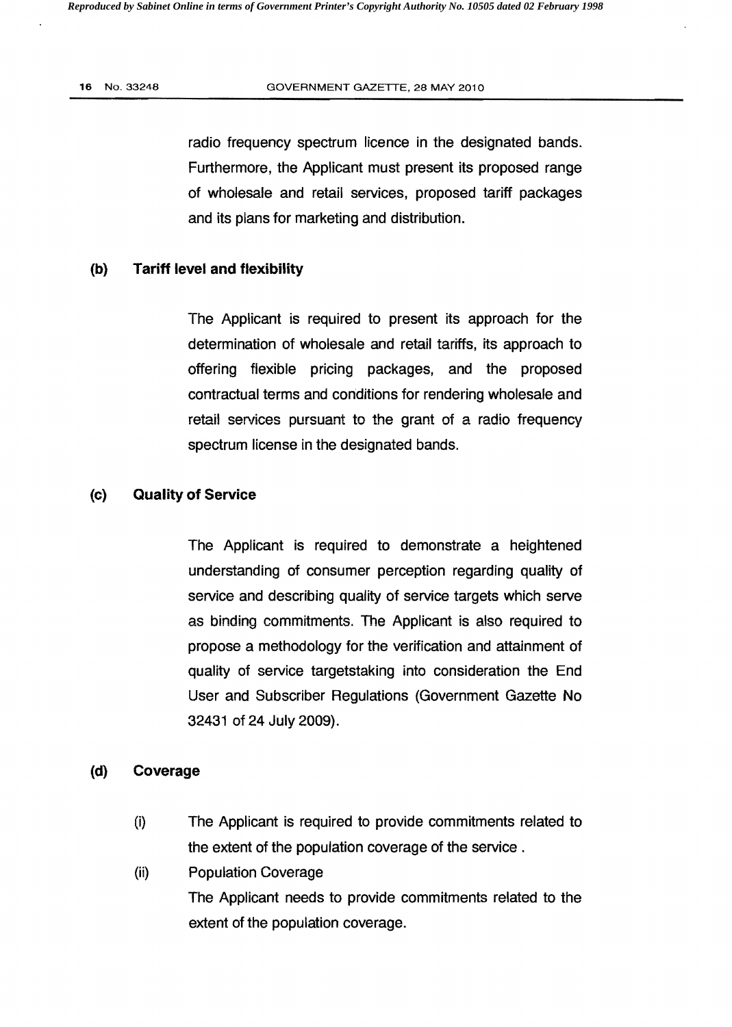radio frequency spectrum licence in the designated bands. Furthermore, the Applicant must present its proposed range of wholesale and retail services, proposed tariff packages and its plans for marketing and distribution.

**(b) Tariff level and flexibility**

The Applicant is required to present its approach for the determination of wholesale and retail tariffs, its approach to offering flexible pricing packages, and the proposed contractual terms and conditions for rendering wholesale and retail services pursuant to the grant of a radio frequency spectrum license in the designated bands.

**(c) Quality of Service**

The Applicant is required to demonstrate a heightened understanding of consumer perception regarding quality of service and describing quality of service targets which serve as binding commitments. The Applicant is also required to propose a methodology for the verification and attainment of quality of service targetstaking into consideration the End User and Subscriber Regulations (Government Gazette No 32431 of 24 July 2009).

**(d) Coverage**

(i) The Applicant is required to provide commitments related to the extent of the population coverage of the service .

(ii) Population Coverage

The Applicant needs to provide commitments related to the extent of the population coverage.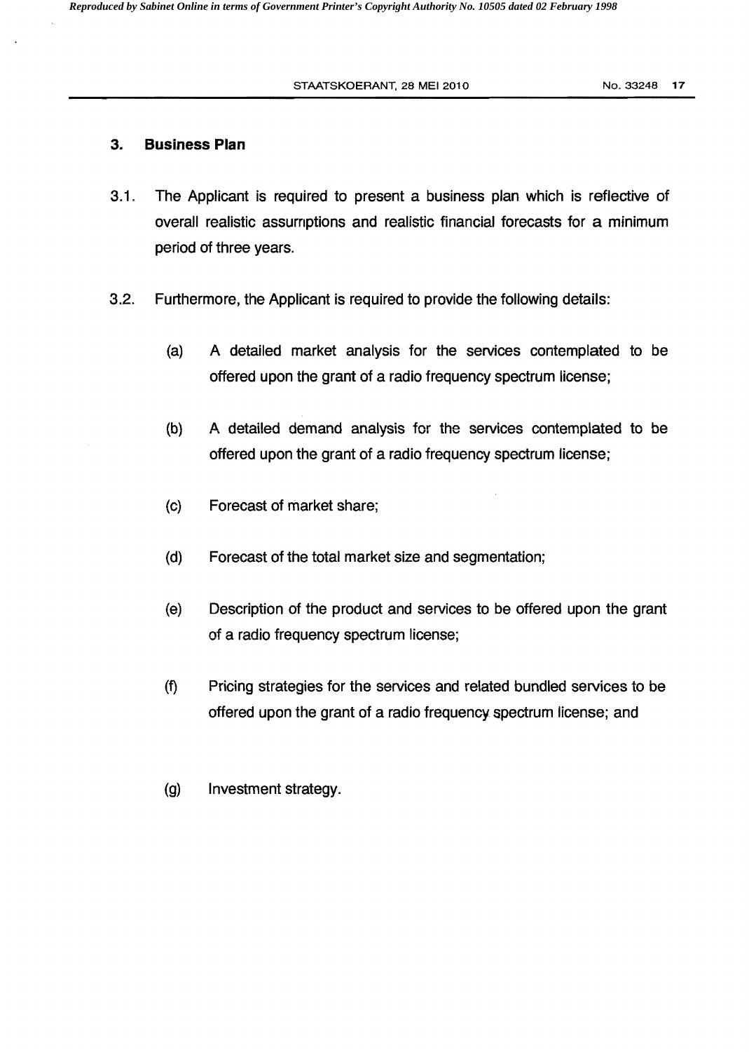## 3. Business Plan

3.1. The Applicant is required to present a business plan which is reflective of overall realistic assumptions and realistic financial forecasts for a minimum period of three years.

3.2. Furthermore, the Applicant is required to provide the following details:

(a) A detailed market analysis for the services contemplated to be offered upon the grant of a radio frequency spectrum license;

(b) A detailed demand analysis for the services contemplated to be offered upon the grant of a radio frequency spectrum license;

(c) Forecast of market share;

(d) Forecast of the total market size and segmentation;

(e) Description of the product and services to be offered upon the grant of a radio frequency spectrum license;

(f) Pricing strategies for the services and related bundled services to be offered upon the grant of a radio frequency spectrum license; and

(g) Investment strategy.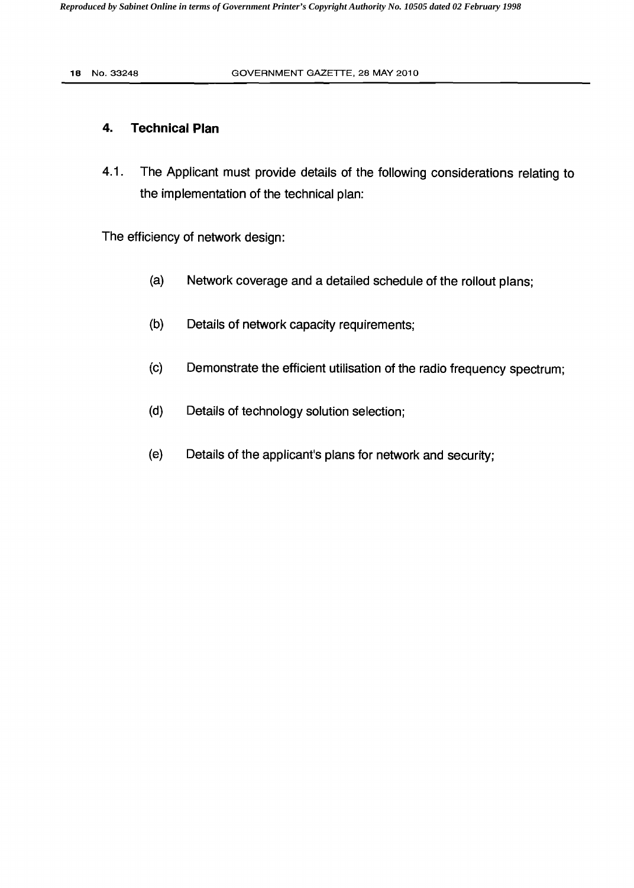## 4. Technical Plan

4.1. The Applicant must provide details of the following considerations relating to the implementation of the technical plan:

The efficiency of network design:

(a) Network coverage and a detailed schedule of the rollout plans;

(b) Details of network capacity requirements;

(c) Demonstrate the efficient utilisation of the radio frequency spectrum;

(d) Details of technology solution selection;

(e) Details of the applicant's plans for network and security;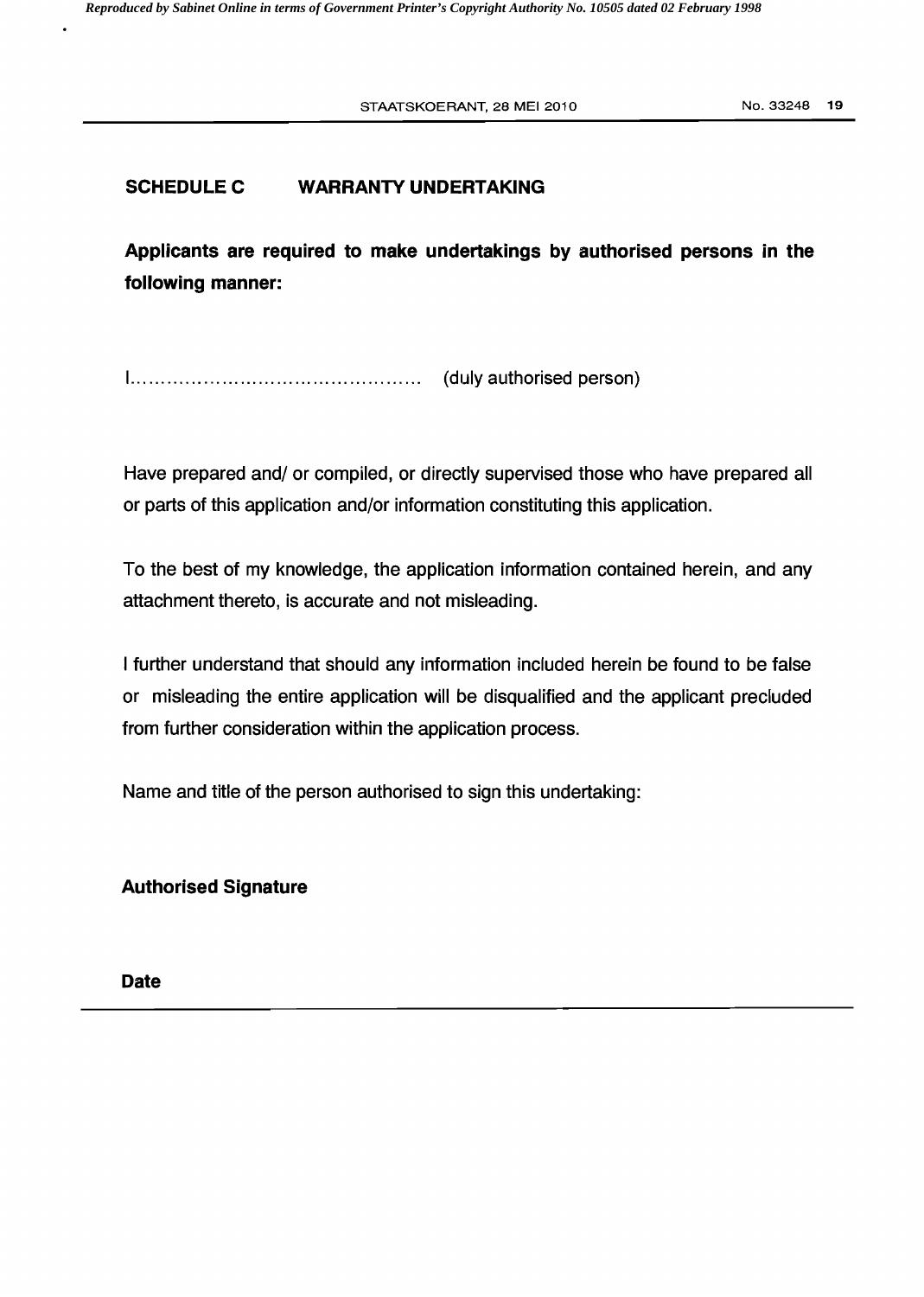## SCHEDULE C WARRANTY UNDERTAKING

**Applicants are required to make undertakings by authorised persons in the following manner:**

I.............................................. (duly authorised person)

Have prepared and/ or compiled, or directly supervised those who have prepared all or parts of this application and/or information constituting this application.

To the best of my knowledge, the application information contained herein, and any attachment thereto, is accurate and not misleading.

I further understand that should any information included herein be found to be false or misleading the entire application will be disqualified and the applicant precluded from further consideration within the application process.

Name and title of the person authorised to sign this undertaking:

**Authorised Signature**

**Date**